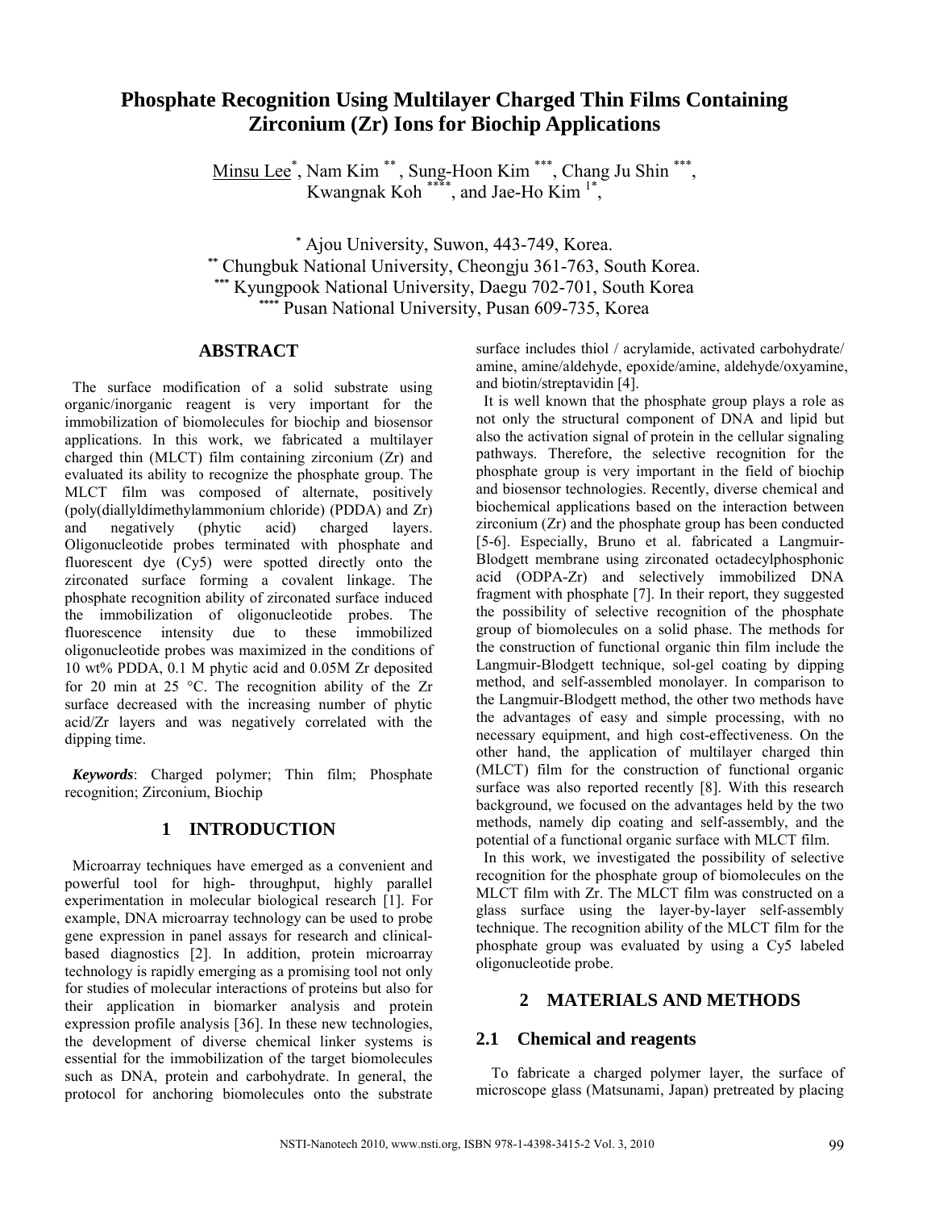# Phosphate Recognition Using Multilayer Charged Thin Films Containing Zirconium (Zr) Ions for Biochip Applications

Minsu Lee[*], Nam Kim[**], Sung-Hoon Kim[***], Chang Ju Shin[***], Kwangnak Koh[****], and Jae-Ho Kim[1*],

[*] Ajou University, Suwon, 443-749, Korea.
[**] Chungbuk National University, Cheongju 361-763, South Korea.
[***] Kyungpook National University, Daegu 702-701, South Korea
[****] Pusan National University, Pusan 609-735, Korea

## ABSTRACT

The surface modification of a solid substrate using organic/inorganic reagent is very important for the immobilization of biomolecules for biochip and biosensor applications. In this work, we fabricated a multilayer charged thin (MLCT) film containing zirconium (Zr) and evaluated its ability to recognize the phosphate group. The MLCT film was composed of alternate, positively (poly(diallyldimethylammonium chloride) (PDDA) and Zr) and negatively (phytic acid) charged layers. Oligonucleotide probes terminated with phosphate and fluorescent dye (Cy5) were spotted directly onto the zirconated surface forming a covalent linkage. The phosphate recognition ability of zirconated surface induced the immobilization of oligonucleotide probes. The fluorescence intensity due to these immobilized oligonucleotide probes was maximized in the conditions of 10 wt% PDDA, 0.1 M phytic acid and 0.05M Zr deposited for 20 min at 25 °C. The recognition ability of the Zr surface decreased with the increasing number of phytic acid/Zr layers and was negatively correlated with the dipping time.

***Keywords***: Charged polymer; Thin film; Phosphate recognition; Zirconium, Biochip

## 1 INTRODUCTION

Microarray techniques have emerged as a convenient and powerful tool for high- throughput, highly parallel experimentation in molecular biological research [1]. For example, DNA microarray technology can be used to probe gene expression in panel assays for research and clinical-based diagnostics [2]. In addition, protein microarray technology is rapidly emerging as a promising tool not only for studies of molecular interactions of proteins but also for their application in biomarker analysis and protein expression profile analysis [36]. In these new technologies, the development of diverse chemical linker systems is essential for the immobilization of the target biomolecules such as DNA, protein and carbohydrate. In general, the protocol for anchoring biomolecules onto the substrate surface includes thiol / acrylamide, activated carbohydrate/ amine, amine/aldehyde, epoxide/amine, aldehyde/oxyamine, and biotin/streptavidin [4].

It is well known that the phosphate group plays a role as not only the structural component of DNA and lipid but also the activation signal of protein in the cellular signaling pathways. Therefore, the selective recognition for the phosphate group is very important in the field of biochip and biosensor technologies. Recently, diverse chemical and biochemical applications based on the interaction between zirconium (Zr) and the phosphate group has been conducted [5-6]. Especially, Bruno et al. fabricated a Langmuir-Blodgett membrane using zirconated octadecylphosphonic acid (ODPA-Zr) and selectively immobilized DNA fragment with phosphate [7]. In their report, they suggested the possibility of selective recognition of the phosphate group of biomolecules on a solid phase. The methods for the construction of functional organic thin film include the Langmuir-Blodgett technique, sol-gel coating by dipping method, and self-assembled monolayer. In comparison to the Langmuir-Blodgett method, the other two methods have the advantages of easy and simple processing, with no necessary equipment, and high cost-effectiveness. On the other hand, the application of multilayer charged thin (MLCT) film for the construction of functional organic surface was also reported recently [8]. With this research background, we focused on the advantages held by the two methods, namely dip coating and self-assembly, and the potential of a functional organic surface with MLCT film.

In this work, we investigated the possibility of selective recognition for the phosphate group of biomolecules on the MLCT film with Zr. The MLCT film was constructed on a glass surface using the layer-by-layer self-assembly technique. The recognition ability of the MLCT film for the phosphate group was evaluated by using a Cy5 labeled oligonucleotide probe.

## 2 MATERIALS AND METHODS

### 2.1 Chemical and reagents

To fabricate a charged polymer layer, the surface of microscope glass (Matsunami, Japan) pretreated by placing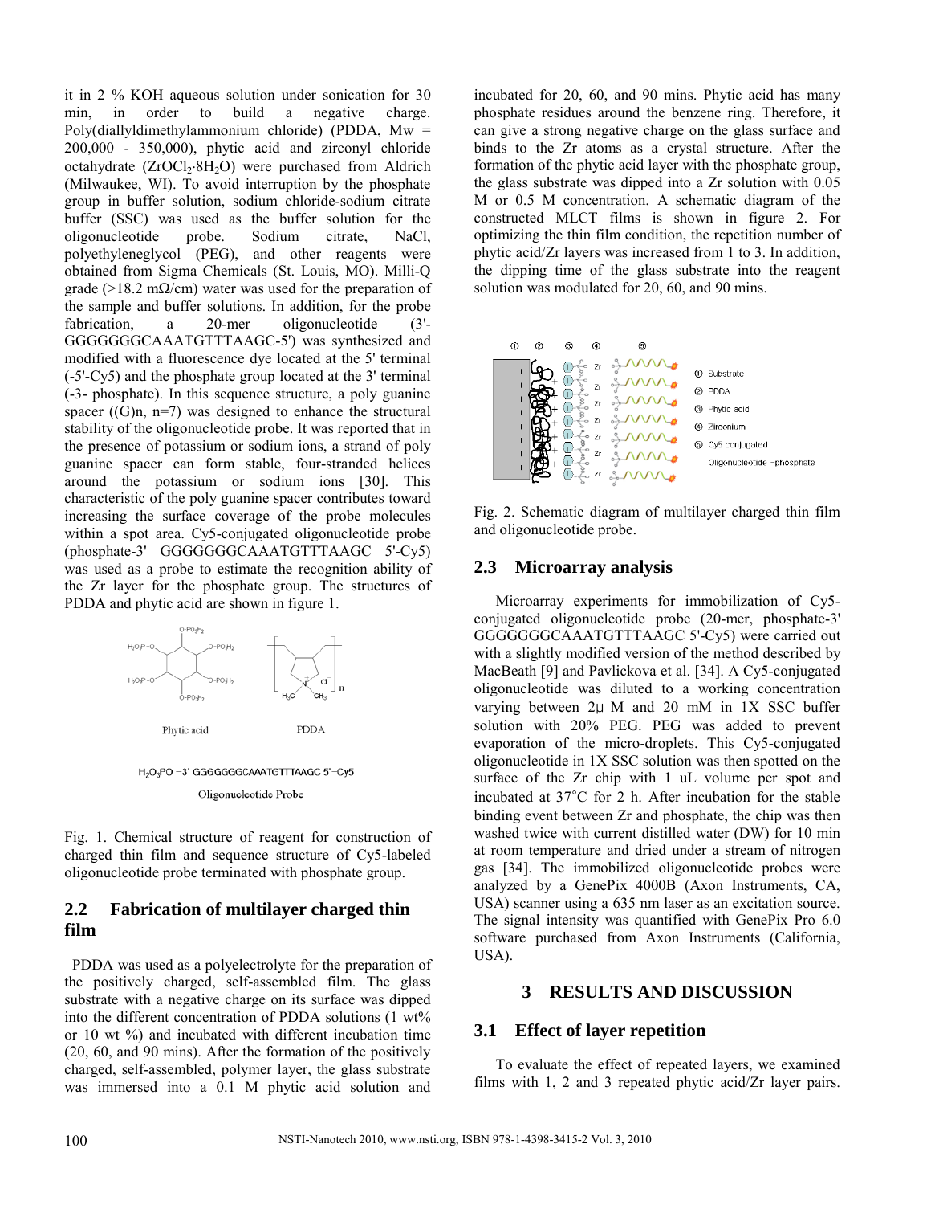it in 2 % KOH aqueous solution under sonication for 30 min, in order to build a negative charge. Poly(diallyldimethylammonium chloride) (PDDA, Mw = 200,000 - 350,000), phytic acid and zirconyl chloride octahydrate ($ZrOCl_2 \cdot 8H_2O$) were purchased from Aldrich (Milwaukee, WI). To avoid interruption by the phosphate group in buffer solution, sodium chloride-sodium citrate buffer (SSC) was used as the buffer solution for the oligonucleotide probe. Sodium citrate, NaCl, polyethyleneglycol (PEG), and other reagents were obtained from Sigma Chemicals (St. Louis, MO). Milli-Q grade (>18.2 mΩ/cm) water was used for the preparation of the sample and buffer solutions. In addition, for the probe fabrication, a 20-mer oligonucleotide (3'-GGGGGGGCAAATGTTTAAGC-5') was synthesized and modified with a fluorescence dye located at the 5' terminal (-5'-Cy5) and the phosphate group located at the 3' terminal (-3- phosphate). In this sequence structure, a poly guanine spacer ((G)n, n=7) was designed to enhance the structural stability of the oligonucleotide probe. It was reported that in the presence of potassium or sodium ions, a strand of poly guanine spacer can form stable, four-stranded helices around the potassium or sodium ions [30]. This characteristic of the poly guanine spacer contributes toward increasing the surface coverage of the probe molecules within a spot area. Cy5-conjugated oligonucleotide probe (phosphate-3' GGGGGGGCAAATGTTTAAGC 5'-Cy5) was used as a probe to estimate the recognition ability of the Zr layer for the phosphate group. The structures of PDDA and phytic acid are shown in figure 1.

Fig. 1. Chemical structure of reagent for construction of charged thin film and sequence structure of Cy5-labeled oligonucleotide probe terminated with phosphate group.

## 2.2 Fabrication of multilayer charged thin film

PDDA was used as a polyelectrolyte for the preparation of the positively charged, self-assembled film. The glass substrate with a negative charge on its surface was dipped into the different concentration of PDDA solutions (1 wt% or 10 wt %) and incubated with different incubation time (20, 60, and 90 mins). After the formation of the positively charged, self-assembled, polymer layer, the glass substrate was immersed into a 0.1 M phytic acid solution and incubated for 20, 60, and 90 mins. Phytic acid has many phosphate residues around the benzene ring. Therefore, it can give a strong negative charge on the glass surface and binds to the Zr atoms as a crystal structure. After the formation of the phytic acid layer with the phosphate group, the glass substrate was dipped into a Zr solution with 0.05 M or 0.5 M concentration. A schematic diagram of the constructed MLCT films is shown in figure 2. For optimizing the thin film condition, the repetition number of phytic acid/Zr layers was increased from 1 to 3. In addition, the dipping time of the glass substrate into the reagent solution was modulated for 20, 60, and 90 mins.

Fig. 2. Schematic diagram of multilayer charged thin film and oligonucleotide probe.

## 2.3 Microarray analysis

Microarray experiments for immobilization of Cy5-conjugated oligonucleotide probe (20-mer, phosphate-3' GGGGGGGCAAATGTTTAAGC 5'-Cy5) were carried out with a slightly modified version of the method described by MacBeath [9] and Pavlickova et al. [34]. A Cy5-conjugated oligonucleotide was diluted to a working concentration varying between 2µ M and 20 mM in 1X SSC buffer solution with 20% PEG. PEG was added to prevent evaporation of the micro-droplets. This Cy5-conjugated oligonucleotide in 1X SSC solution was then spotted on the surface of the Zr chip with 1 uL volume per spot and incubated at 37°C for 2 h. After incubation for the stable binding event between Zr and phosphate, the chip was then washed twice with current distilled water (DW) for 10 min at room temperature and dried under a stream of nitrogen gas [34]. The immobilized oligonucleotide probes were analyzed by a GenePix 4000B (Axon Instruments, CA, USA) scanner using a 635 nm laser as an excitation source. The signal intensity was quantified with GenePix Pro 6.0 software purchased from Axon Instruments (California, USA).

# 3 RESULTS AND DISCUSSION

## 3.1 Effect of layer repetition

To evaluate the effect of repeated layers, we examined films with 1, 2 and 3 repeated phytic acid/Zr layer pairs.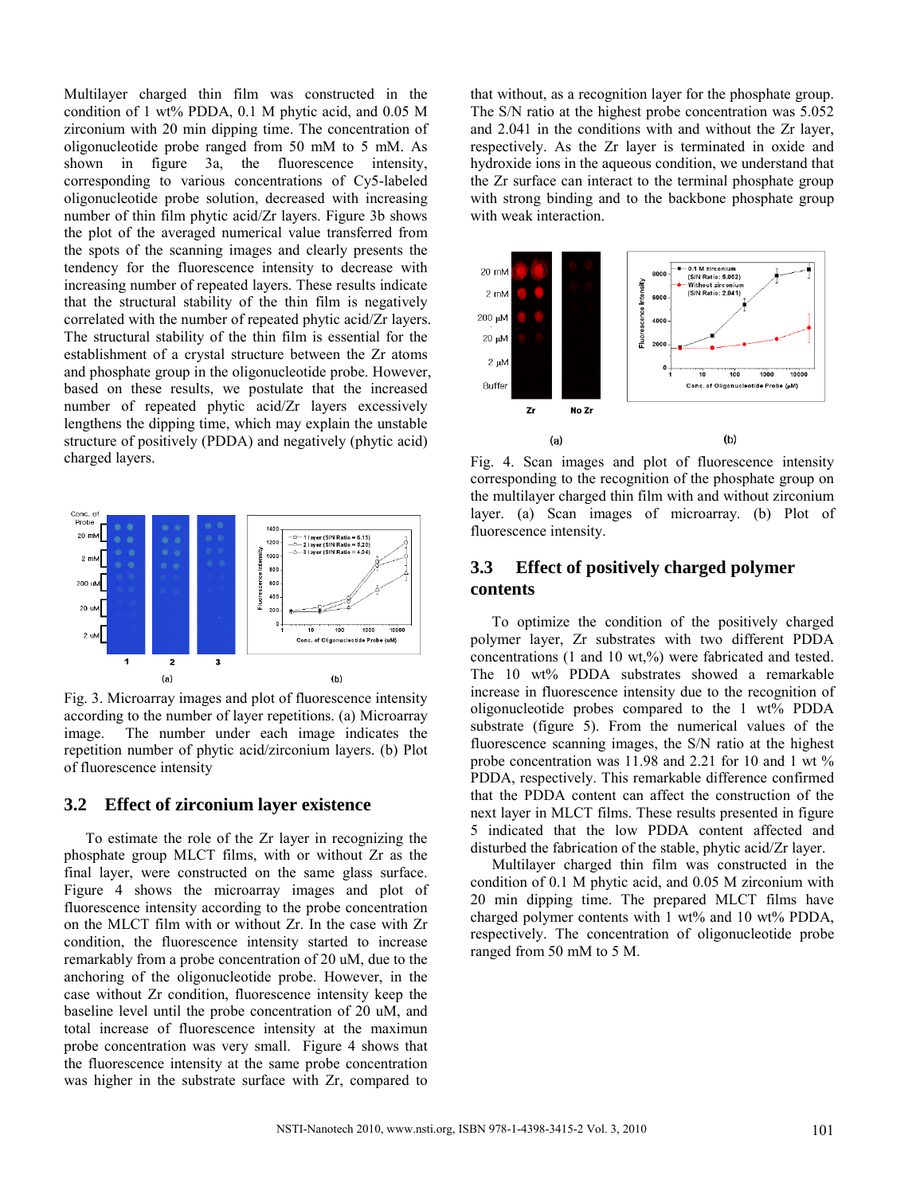Multilayer charged thin film was constructed in the condition of 1 wt% PDDA, 0.1 M phytic acid, and 0.05 M zirconium with 20 min dipping time. The concentration of oligonucleotide probe ranged from 50 mM to 5 mM. As shown in figure 3a, the fluorescence intensity, corresponding to various concentrations of Cy5-labeled oligonucleotide probe solution, decreased with increasing number of thin film phytic acid/Zr layers. Figure 3b shows the plot of the averaged numerical value transferred from the spots of the scanning images and clearly presents the tendency for the fluorescence intensity to decrease with increasing number of repeated layers. These results indicate that the structural stability of the thin film is negatively correlated with the number of repeated phytic acid/Zr layers. The structural stability of the thin film is essential for the establishment of a crystal structure between the Zr atoms and phosphate group in the oligonucleotide probe. However, based on these results, we postulate that the increased number of repeated phytic acid/Zr layers excessively lengthens the dipping time, which may explain the unstable structure of positively (PDDA) and negatively (phytic acid) charged layers.

Fig. 3. Microarray images and plot of fluorescence intensity according to the number of layer repetitions. (a) Microarray image. The number under each image indicates the repetition number of phytic acid/zirconium layers. (b) Plot of fluorescence intensity

## 3.2 Effect of zirconium layer existence

To estimate the role of the Zr layer in recognizing the phosphate group MLCT films, with or without Zr as the final layer, were constructed on the same glass surface. Figure 4 shows the microarray images and plot of fluorescence intensity according to the probe concentration on the MLCT film with or without Zr. In the case with Zr condition, the fluorescence intensity started to increase remarkably from a probe concentration of 20 uM, due to the anchoring of the oligonucleotide probe. However, in the case without Zr condition, fluorescence intensity keep the baseline level until the probe concentration of 20 uM, and total increase of fluorescence intensity at the maximun probe concentration was very small. Figure 4 shows that the fluorescence intensity at the same probe concentration was higher in the substrate surface with Zr, compared to that without, as a recognition layer for the phosphate group. The S/N ratio at the highest probe concentration was 5.052 and 2.041 in the conditions with and without the Zr layer, respectively. As the Zr layer is terminated in oxide and hydroxide ions in the aqueous condition, we understand that the Zr surface can interact to the terminal phosphate group with strong binding and to the backbone phosphate group with weak interaction.

Fig. 4. Scan images and plot of fluorescence intensity corresponding to the recognition of the phosphate group on the multilayer charged thin film with and without zirconium layer. (a) Scan images of microarray. (b) Plot of fluorescence intensity.

## 3.3 Effect of positively charged polymer contents

To optimize the condition of the positively charged polymer layer, Zr substrates with two different PDDA concentrations (1 and 10 wt,%) were fabricated and tested. The 10 wt% PDDA substrates showed a remarkable increase in fluorescence intensity due to the recognition of oligonucleotide probes compared to the 1 wt% PDDA substrate (figure 5). From the numerical values of the fluorescence scanning images, the S/N ratio at the highest probe concentration was 11.98 and 2.21 for 10 and 1 wt % PDDA, respectively. This remarkable difference confirmed that the PDDA content can affect the construction of the next layer in MLCT films. These results presented in figure 5 indicated that the low PDDA content affected and disturbed the fabrication of the stable, phytic acid/Zr layer.

Multilayer charged thin film was constructed in the condition of 0.1 M phytic acid, and 0.05 M zirconium with 20 min dipping time. The prepared MLCT films have charged polymer contents with 1 wt% and 10 wt% PDDA, respectively. The concentration of oligonucleotide probe ranged from 50 mM to 5 M.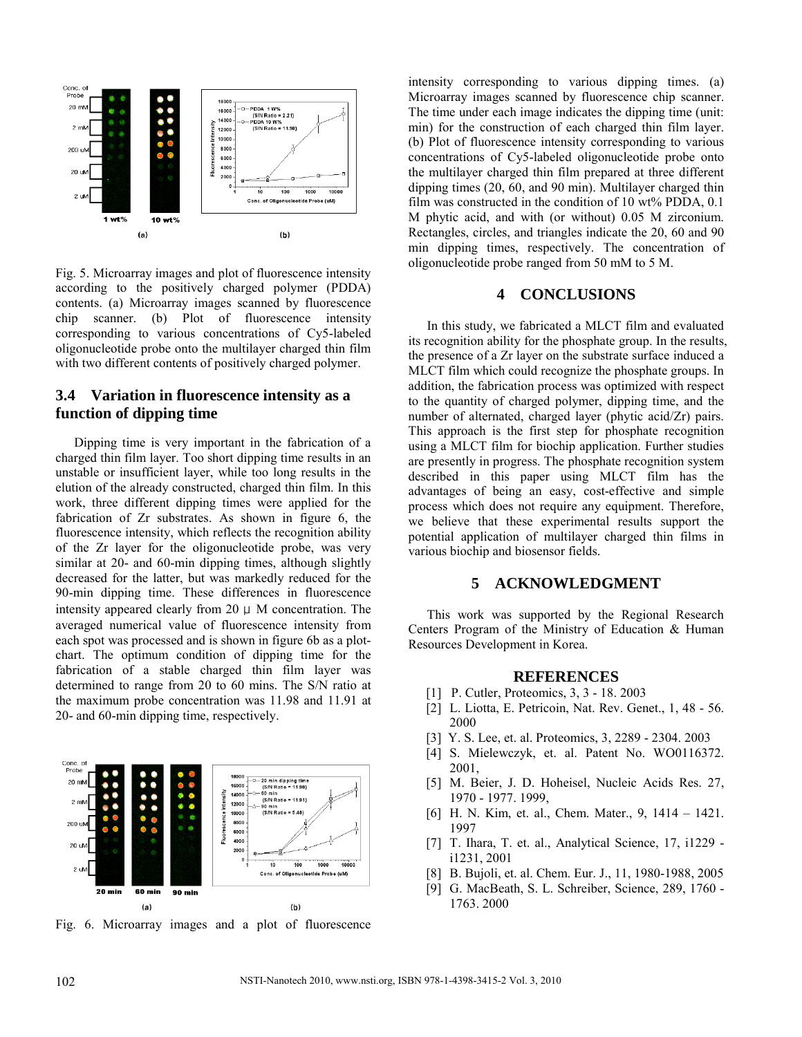Conc. of Probe
20 mM
2 mM
200 uM
20 uM
2 uM
1 wt%
10 wt%
(a)

18000
16000
14000
12000
10000
8000
6000
4000
2000
0
Fluorescence Intensity
PDDA 1 W%
(S/N Ratio = 2.21)
PDDA 10 W%
(S/N Ratio = 11.98)
1
10
100
1000
10000
Conc. of Oligonucleotide Probe (uM)
(b)

Fig. 5. Microarray images and plot of fluorescence intensity according to the positively charged polymer (PDDA) contents. (a) Microarray images scanned by fluorescence chip scanner. (b) Plot of fluorescence intensity corresponding to various concentrations of Cy5-labeled oligonucleotide probe onto the multilayer charged thin film with two different contents of positively charged polymer.

## 3.4 Variation in fluorescence intensity as a function of dipping time

Dipping time is very important in the fabrication of a charged thin film layer. Too short dipping time results in an unstable or insufficient layer, while too long results in the elution of the already constructed, charged thin film. In this work, three different dipping times were applied for the fabrication of Zr substrates. As shown in figure 6, the fluorescence intensity, which reflects the recognition ability of the Zr layer for the oligonucleotide probe, was very similar at 20- and 60-min dipping times, although slightly decreased for the latter, but was markedly reduced for the 90-min dipping time. These differences in fluorescence intensity appeared clearly from 20 μ M concentration. The averaged numerical value of fluorescence intensity from each spot was processed and is shown in figure 6b as a plot-chart. The optimum condition of dipping time for the fabrication of a stable charged thin film layer was determined to range from 20 to 60 mins. The S/N ratio at the maximum probe concentration was 11.98 and 11.91 at 20- and 60-min dipping time, respectively.

Conc. of Probe
20 mM
2 mM
200 uM
20 uM
2 uM
20 min
60 min
90 min
(a)

18000
16000
14000
12000
10000
8000
6000
4000
2000
0
Fluorescence Intensity
20 min dipping time
(S/N Ratio = 11.98)
60 min
(S/N Ratio = 11.91)
90 min
(S/N Ratio = 5.48)
1
10
100
1000
10000
Conc. of Oligonucleotide Probe (uM)
(b)

Fig. 6. Microarray images and a plot of fluorescence intensity corresponding to various dipping times. (a) Microarray images scanned by fluorescence chip scanner. The time under each image indicates the dipping time (unit: min) for the construction of each charged thin film layer. (b) Plot of fluorescence intensity corresponding to various concentrations of Cy5-labeled oligonucleotide probe onto the multilayer charged thin film prepared at three different dipping times (20, 60, and 90 min). Multilayer charged thin film was constructed in the condition of 10 wt% PDDA, 0.1 M phytic acid, and with (or without) 0.05 M zirconium. Rectangles, circles, and triangles indicate the 20, 60 and 90 min dipping times, respectively. The concentration of oligonucleotide probe ranged from 50 mM to 5 M.

## 4 CONCLUSIONS

In this study, we fabricated a MLCT film and evaluated its recognition ability for the phosphate group. In the results, the presence of a Zr layer on the substrate surface induced a MLCT film which could recognize the phosphate groups. In addition, the fabrication process was optimized with respect to the quantity of charged polymer, dipping time, and the number of alternated, charged layer (phytic acid/Zr) pairs. This approach is the first step for phosphate recognition using a MLCT film for biochip application. Further studies are presently in progress. The phosphate recognition system described in this paper using MLCT film has the advantages of being an easy, cost-effective and simple process which does not require any equipment. Therefore, we believe that these experimental results support the potential application of multilayer charged thin films in various biochip and biosensor fields.

## 5 ACKNOWLEDGMENT

This work was supported by the Regional Research Centers Program of the Ministry of Education & Human Resources Development in Korea.

## REFERENCES

[1] P. Cutler, Proteomics, 3, 3 - 18. 2003

[2] L. Liotta, E. Petricoin, Nat. Rev. Genet., 1, 48 - 56. 2000

[3] Y. S. Lee, et. al. Proteomics, 3, 2289 - 2304. 2003

[4] S. Mielewczyk, et. al. Patent No. WO0116372. 2001,

[5] M. Beier, J. D. Hoheisel, Nucleic Acids Res. 27, 1970 - 1977. 1999,

[6] H. N. Kim, et. al., Chem. Mater., 9, 1414 – 1421. 1997

[7] T. Ihara, T. et. al., Analytical Science, 17, i1229 - i1231, 2001

[8] B. Bujoli, et. al. Chem. Eur. J., 11, 1980-1988, 2005

[9] G. MacBeath, S. L. Schreiber, Science, 289, 1760 - 1763. 2000